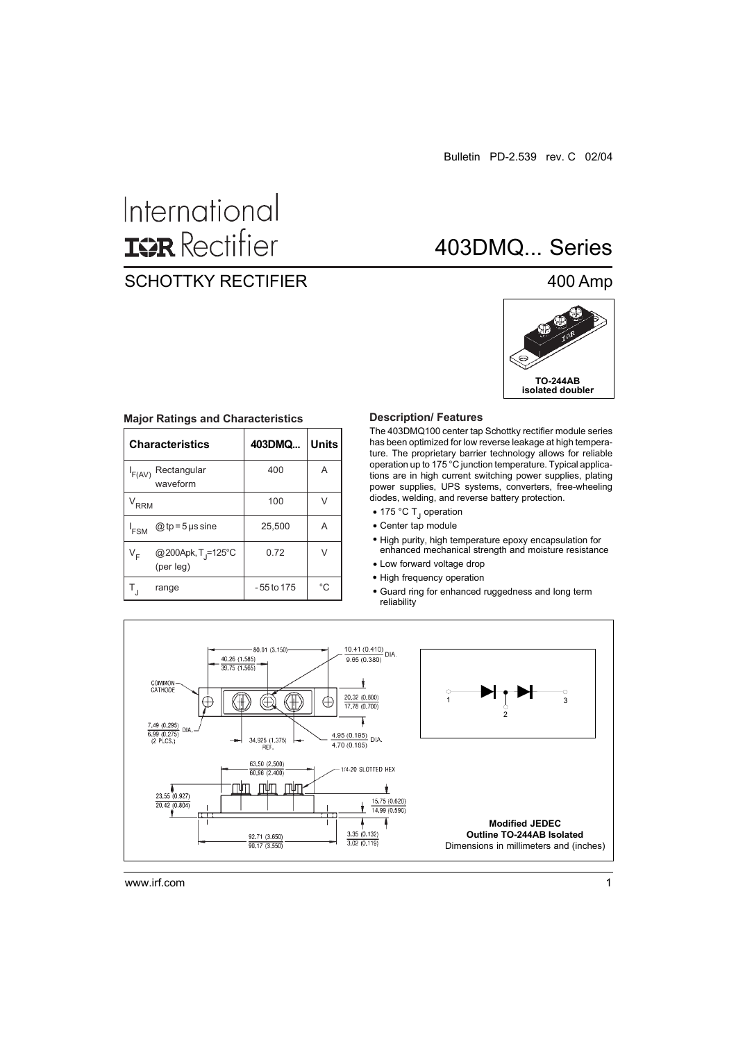Bulletin PD-2.539 rev. C 02/04

# International IOR Rectifier

# 403DMQ... Series

## SCHOTTKY RECTIFIER

## 400 Amp

TO-244AB isolated doubler

### Major Ratings and Characteristics

| Characteristics | 403DMQ... | Units |
|---|---|---|
| $I_{F(AV)}$ Rectangular waveform | 400 | A |
| $V_{RRM}$ | 100 | V |
| $I_{FSM}$ @ tp = 5 μs sine | 25,500 | A |
| $V_F$ @ 200Apk, $T_J$=125°C (per leg) | 0.72 | V |
| $T_J$ range | - 55 to 175 | °C |

### Description/ Features

The 403DMQ100 center tap Schottky rectifier module series has been optimized for low reverse leakage at high temperature. The proprietary barrier technology allows for reliable operation up to 175 °C junction temperature. Typical applications are in high current switching power supplies, plating power supplies, UPS systems, converters, free-wheeling diodes, welding, and reverse battery protection.

- 175 °C $T_J$ operation
- Center tap module
- High purity, high temperature epoxy encapsulation for enhanced mechanical strength and moisture resistance
- Low forward voltage drop
- High frequency operation
- Guard ring for enhanced ruggedness and long term reliability

COMMON CATHODE

80.01 (3.150)
40.26 (1.585) / 39.75 (1.565)
10.41 (0.410) / 9.65 (0.380) DIA.
20.32 (0.800) / 17.78 (0.700)
7.49 (0.295) / 6.99 (0.275) DIA. (2 PLCS.)
34.925 (1.375) REF.
4.95 (0.195) / 4.70 (0.185) DIA.
63.50 (2.500) / 60.96 (2.400)
1/4-20 SLOTTED HEX
23.55 (0.927) / 20.42 (0.804)
15.75 (0.620) / 14.99 (0.590)
92.71 (3.650) / 90.17 (3.550)
3.35 (0.132) / 3.02 (0.119)

1 2 3

**Modified JEDEC Outline TO-244AB Isolated**
Dimensions in millimeters and (inches)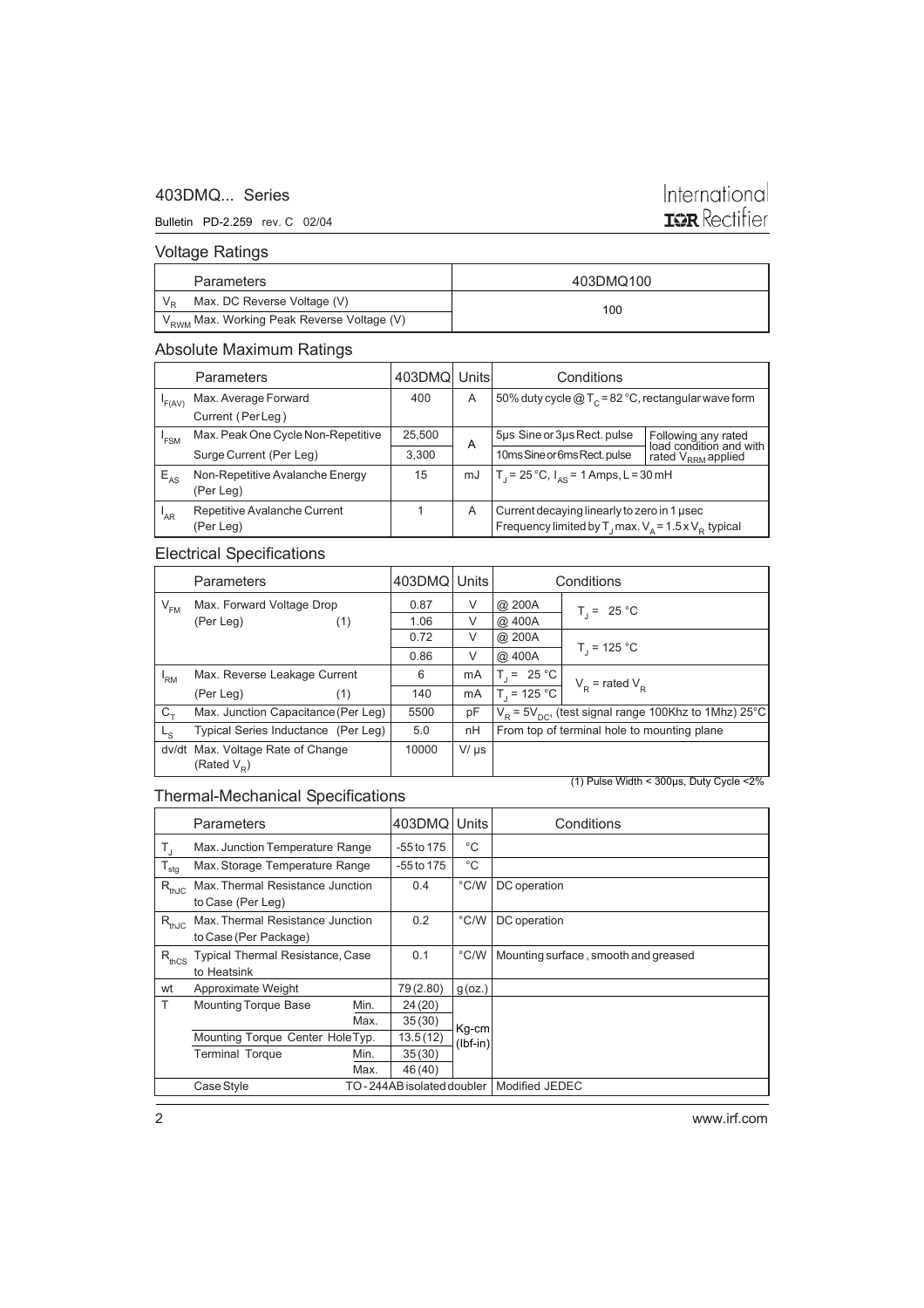## Voltage Ratings

| Parameters | 403DMQ100 |
|---|---|
| $V_R$ Max. DC Reverse Voltage (V) | 100 |
| $V_{RWM}$ Max. Working Peak Reverse Voltage (V) | |

## Absolute Maximum Ratings

| | Parameters | 403DMQ | Units | Conditions | |
|---|---|---|---|---|---|
| $I_{F(AV)}$ | Max. Average Forward Current (Per Leg) | 400 | A | 50% duty cycle @ $T_C$ = 82 °C, rectangular wave form | |
| $I_{FSM}$ | Max. Peak One Cycle Non-Repetitive Surge Current (Per Leg) | 25,500 | A | 5µs Sine or 3µs Rect. pulse | Following any rated load condition and with rated $V_{RRM}$ applied |
| | | 3,300 | | 10ms Sine or 6ms Rect. pulse | |
| $E_{AS}$ | Non-Repetitive Avalanche Energy (Per Leg) | 15 | mJ | $T_J$ = 25 °C, $I_{AS}$ = 1 Amps, L = 30 mH | |
| $I_{AR}$ | Repetitive Avalanche Current (Per Leg) | 1 | A | Current decaying linearly to zero in 1 µsec. Frequency limited by $T_J$ max. $V_A$ = 1.5 x $V_R$ typical | |

## Electrical Specifications

| | Parameters | 403DMQ | Units | Conditions | |
|---|---|---|---|---|---|
| $V_{FM}$ | Max. Forward Voltage Drop (Per Leg) (1) | 0.87 | V | @ 200A | $T_J$ = 25 °C |
| | | 1.06 | V | @ 400A | |
| | | 0.72 | V | @ 200A | $T_J$ = 125 °C |
| | | 0.86 | V | @ 400A | |
| $I_{RM}$ | Max. Reverse Leakage Current (Per Leg) (1) | 6 | mA | $T_J$ = 25 °C | $V_R$ = rated $V_R$ |
| | | 140 | mA | $T_J$ = 125 °C | |
| $C_T$ | Max. Junction Capacitance (Per Leg) | 5500 | pF | $V_R$ = 5$V_{DC}$, (test signal range 100Khz to 1Mhz) 25°C | |
| $L_S$ | Typical Series Inductance (Per Leg) | 5.0 | nH | From top of terminal hole to mounting plane | |
| dv/dt | Max. Voltage Rate of Change (Rated $V_R$) | 10000 | V/ µs | | |

(1) Pulse Width < 300µs, Duty Cycle <2%

## Thermal-Mechanical Specifications

| | Parameters | | 403DMQ | Units | Conditions |
|---|---|---|---|---|---|
| $T_J$ | Max. Junction Temperature Range | | -55 to 175 | °C | |
| $T_{stg}$ | Max. Storage Temperature Range | | -55 to 175 | °C | |
| $R_{thJC}$ | Max. Thermal Resistance Junction to Case (Per Leg) | | 0.4 | °C/W | DC operation |
| $R_{thJC}$ | Max. Thermal Resistance Junction to Case (Per Package) | | 0.2 | °C/W | DC operation |
| $R_{thCS}$ | Typical Thermal Resistance, Case to Heatsink | | 0.1 | °C/W | Mounting surface, smooth and greased |
| wt | Approximate Weight | | 79 (2.80) | g (oz.) | |
| T | Mounting Torque Base | Min. | 24 (20) | Kg-cm (lbf-in) | |
| | | Max. | 35 (30) | | |
| | Mounting Torque Center Hole | Typ. | 13.5 (12) | | |
| | Terminal Torque | Min. | 35 (30) | | |
| | | Max. | 46 (40) | | |
| | Case Style | | TO - 244AB isolated doubler | | Modified JEDEC |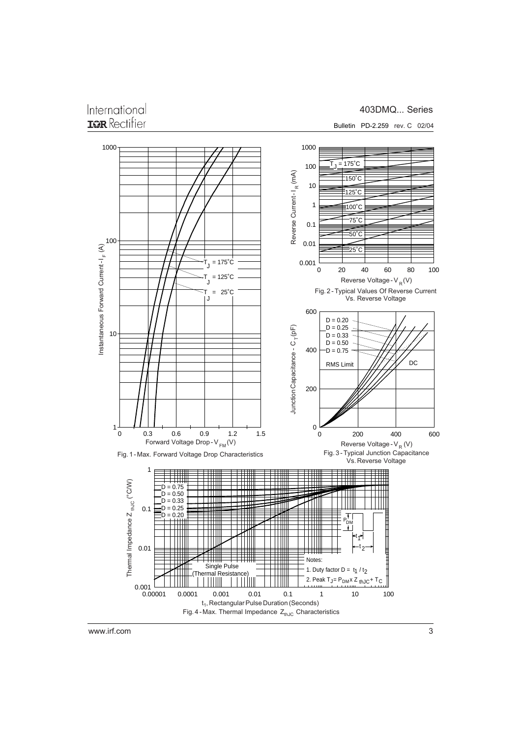Instantaneous Forward Current - $I_F$ (A)

$T_J = 175^\circ C$

$T_J = 125^\circ C$

$T_J = 25^\circ C$

Forward Voltage Drop - $V_{FM}$ (V)

Fig. 1 - Max. Forward Voltage Drop Characteristics

Reverse Current - $I_R$ (mA)

$T_J = 175^\circ C$

150˚C

125˚C

100˚C

75˚C

50˚C

25˚C

Reverse Voltage - $V_R$ (V)

Fig. 2 - Typical Values Of Reverse Current Vs. Reverse Voltage

Junction Capacitance - $C_T$ (pF)

D = 0.20
D = 0.25
D = 0.33
D = 0.50
D = 0.75
RMS Limit
DC

Reverse Voltage - $V_R$ (V)

Fig. 3 - Typical Junction Capacitance Vs. Reverse Voltage

Thermal Impedance $Z_{thJC}$ (°C/W)

D = 0.75
D = 0.50
D = 0.33
D = 0.25
D = 0.20

Single Pulse (Thermal Resistance)

Notes:

1. Duty factor $D = t_1 / t_2$
2. Peak $T_J = P_{DM} \times Z_{thJC} + T_C$

$t_1$, Rectangular Pulse Duration (Seconds)

Fig. 4 - Max. Thermal Impedance $Z_{thJC}$ Characteristics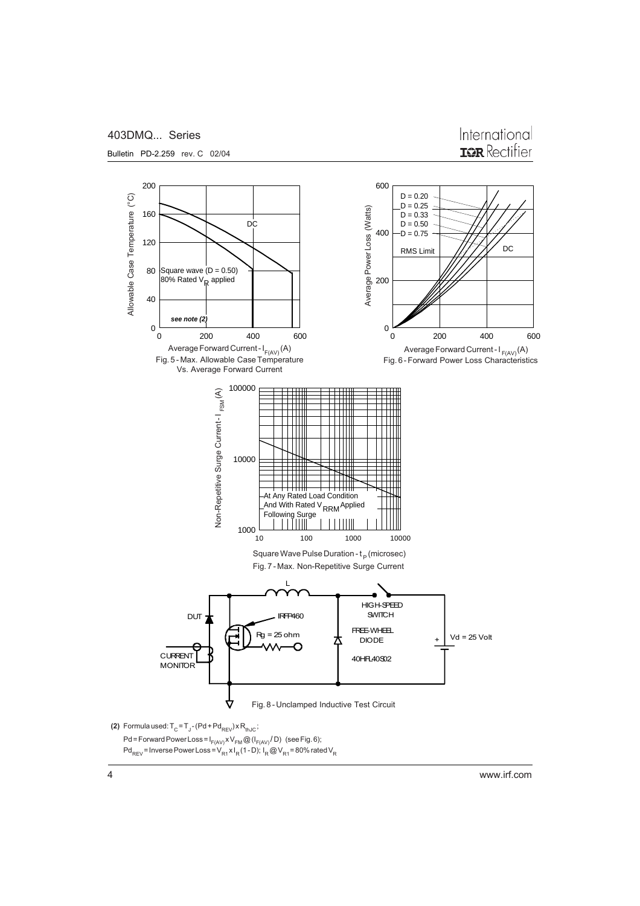Fig. 5 - Max. Allowable Case Temperature Vs. Average Forward Current

Fig. 6 - Forward Power Loss Characteristics

Fig. 7 - Max. Non-Repetitive Surge Current

Fig. 8 - Unclamped Inductive Test Circuit

**(2)** Formula used: $T_C = T_J - (Pd + Pd_{REV}) \times R_{thJC}$;

$Pd$ = Forward Power Loss = $I_{F(AV)} \times V_{FM} @ (I_{F(AV)} / D)$ (see Fig. 6);

$Pd_{REV}$ = Inverse Power Loss = $V_{R1} \times I_R (1 - D)$; $I_R @ V_{R1}$ = 80% rated $V_R$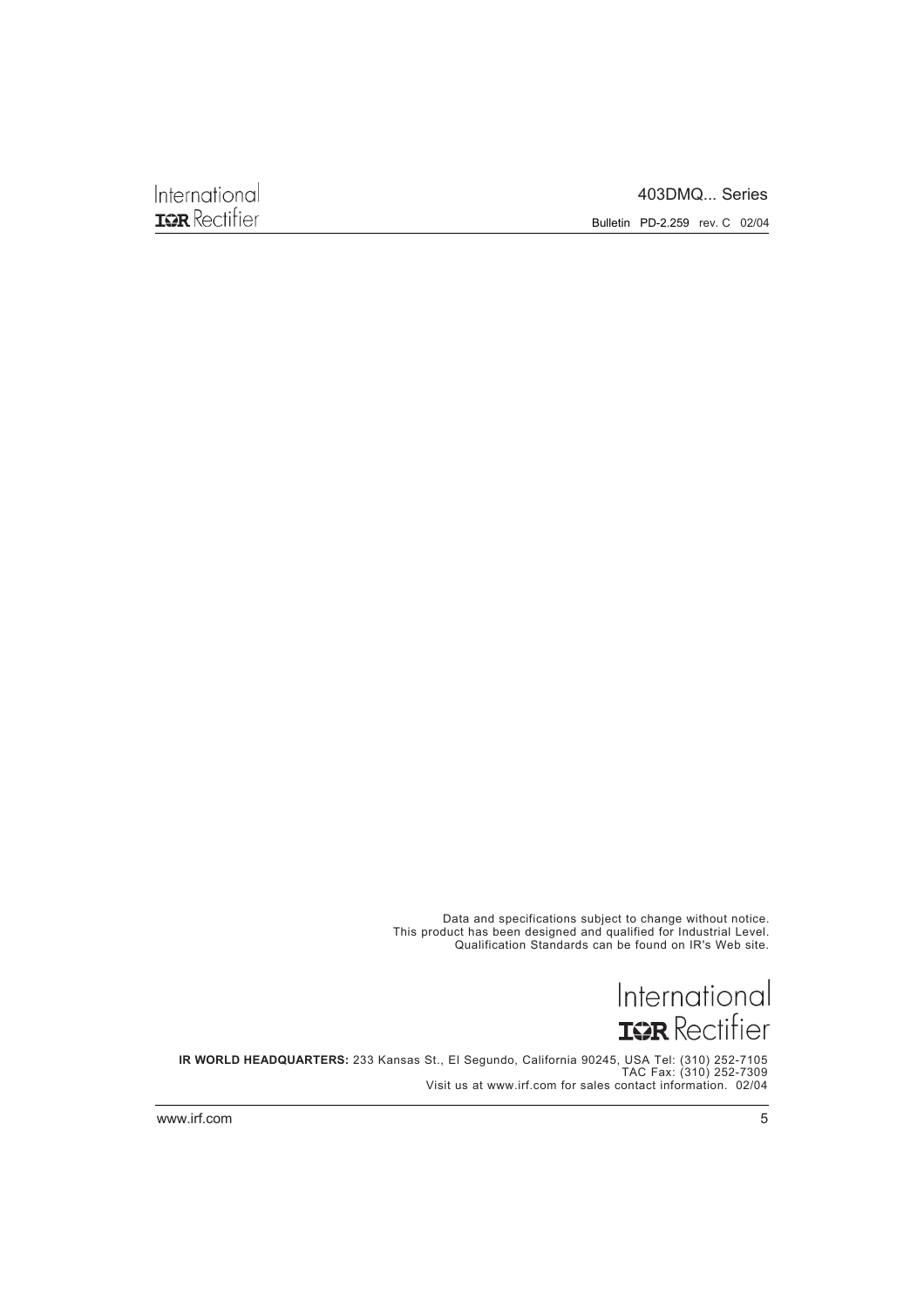Data and specifications subject to change without notice.
This product has been designed and qualified for Industrial Level.
Qualification Standards can be found on IR's Web site.

International
IOR Rectifier

**IR WORLD HEADQUARTERS:** 233 Kansas St., El Segundo, California 90245, USA Tel: (310) 252-7105
TAC Fax: (310) 252-7309
Visit us at www.irf.com for sales contact information. 02/04